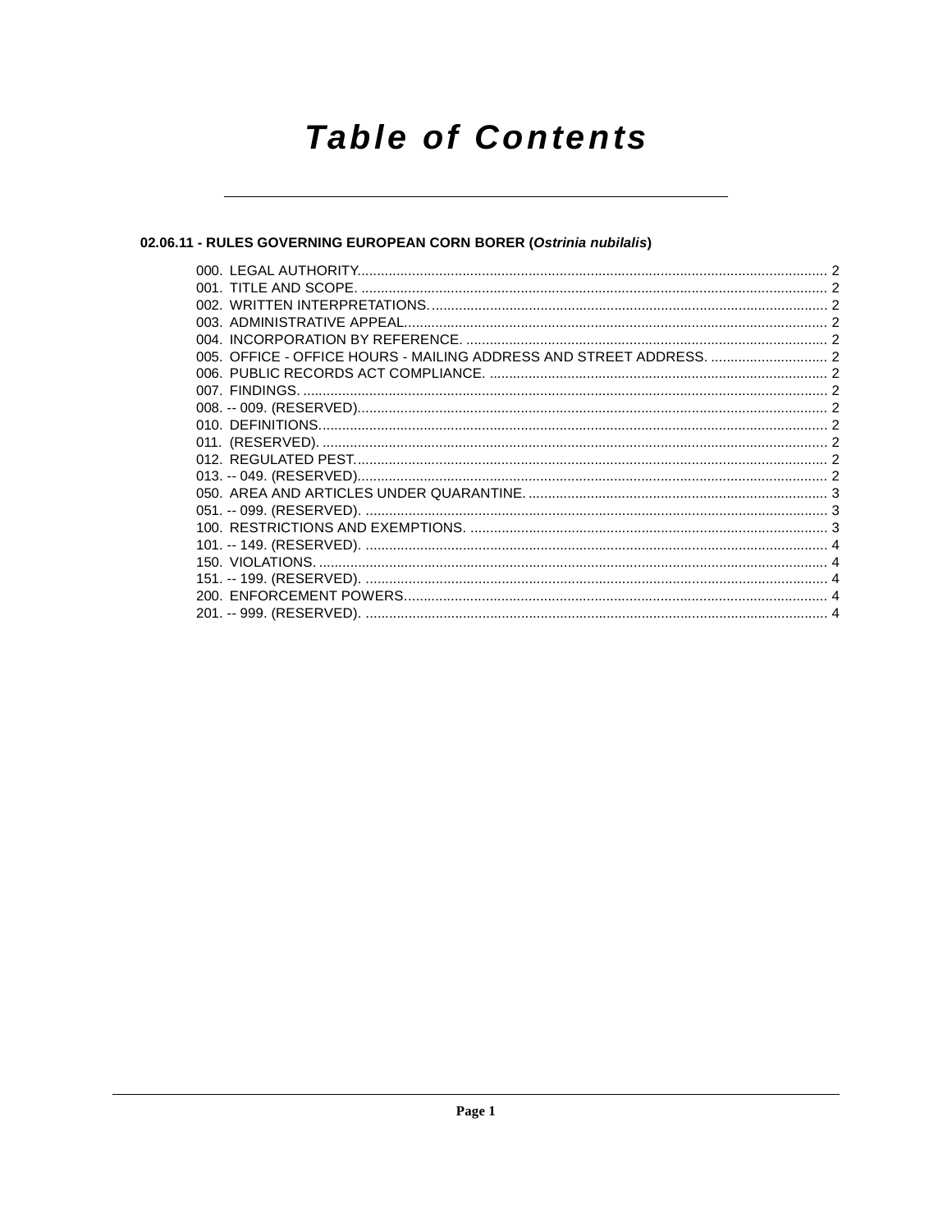# Table of Contents

## 02.06.11 - RULES GOVERNING EUROPEAN CORN BORER (*Ostrinia nubilalis*)

000. LEGAL AUTHORITY. 2
001. TITLE AND SCOPE. 2
002. WRITTEN INTERPRETATIONS. 2
003. ADMINISTRATIVE APPEAL. 2
004. INCORPORATION BY REFERENCE. 2
005. OFFICE - OFFICE HOURS - MAILING ADDRESS AND STREET ADDRESS. 2
006. PUBLIC RECORDS ACT COMPLIANCE. 2
007. FINDINGS. 2
008. -- 009. (RESERVED). 2
010. DEFINITIONS. 2
011. (RESERVED). 2
012. REGULATED PEST. 2
013. -- 049. (RESERVED). 2
050. AREA AND ARTICLES UNDER QUARANTINE. 3
051. -- 099. (RESERVED). 3
100. RESTRICTIONS AND EXEMPTIONS. 3
101. -- 149. (RESERVED). 4
150. VIOLATIONS. 4
151. -- 199. (RESERVED). 4
200. ENFORCEMENT POWERS. 4
201. -- 999. (RESERVED). 4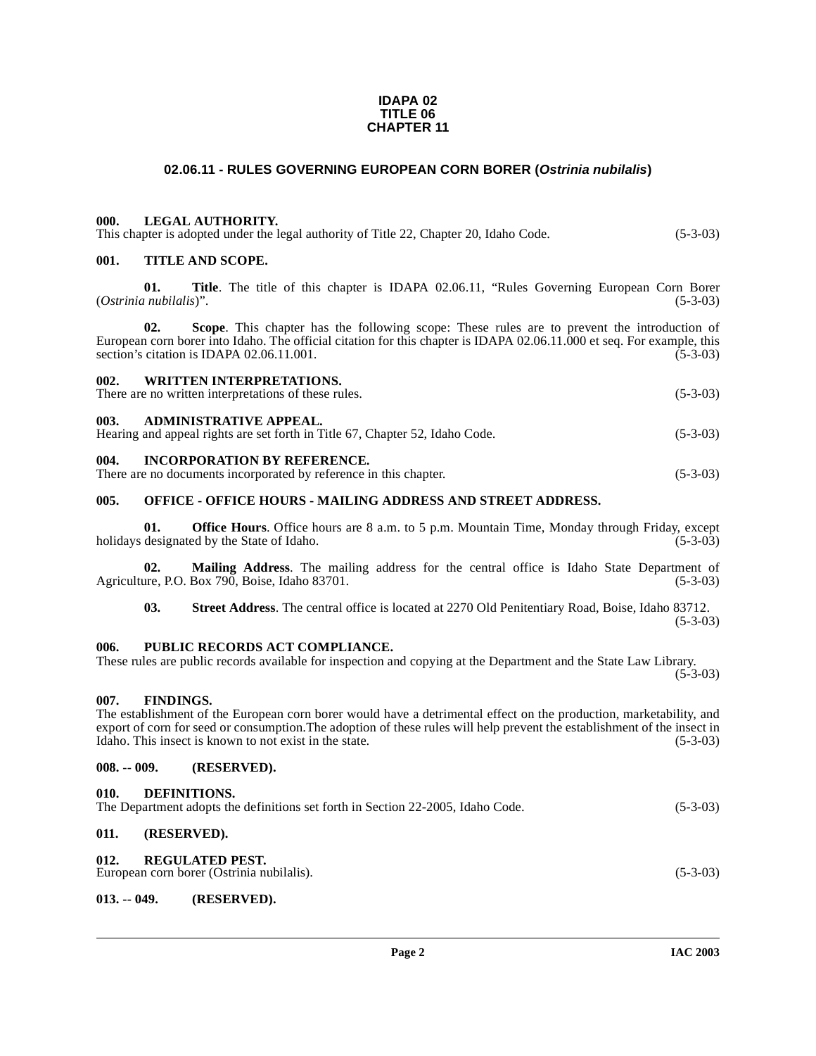**IDAPA 02**
**TITLE 06**
**CHAPTER 11**

## 02.06.11 - RULES GOVERNING EUROPEAN CORN BORER (*Ostrinia nubilalis*)

### 000. LEGAL AUTHORITY.

This chapter is adopted under the legal authority of Title 22, Chapter 20, Idaho Code. (5-3-03)

### 001. TITLE AND SCOPE.

**01. Title**. The title of this chapter is IDAPA 02.06.11, "Rules Governing European Corn Borer (*Ostrinia nubilalis*)". (5-3-03)

**02. Scope**. This chapter has the following scope: These rules are to prevent the introduction of European corn borer into Idaho. The official citation for this chapter is IDAPA 02.06.11.000 et seq. For example, this section's citation is IDAPA 02.06.11.001. (5-3-03)

### 002. WRITTEN INTERPRETATIONS.

There are no written interpretations of these rules. (5-3-03)

### 003. ADMINISTRATIVE APPEAL.

Hearing and appeal rights are set forth in Title 67, Chapter 52, Idaho Code. (5-3-03)

### 004. INCORPORATION BY REFERENCE.

There are no documents incorporated by reference in this chapter. (5-3-03)

### 005. OFFICE - OFFICE HOURS - MAILING ADDRESS AND STREET ADDRESS.

**01. Office Hours**. Office hours are 8 a.m. to 5 p.m. Mountain Time, Monday through Friday, except holidays designated by the State of Idaho. (5-3-03)

**02. Mailing Address**. The mailing address for the central office is Idaho State Department of Agriculture, P.O. Box 790, Boise, Idaho 83701. (5-3-03)

**03. Street Address**. The central office is located at 2270 Old Penitentiary Road, Boise, Idaho 83712. (5-3-03)

### 006. PUBLIC RECORDS ACT COMPLIANCE.

These rules are public records available for inspection and copying at the Department and the State Law Library. (5-3-03)

### 007. FINDINGS.

The establishment of the European corn borer would have a detrimental effect on the production, marketability, and export of corn for seed or consumption.The adoption of these rules will help prevent the establishment of the insect in Idaho. This insect is known to not exist in the state. (5-3-03)

### 008. -- 009. (RESERVED).

### 010. DEFINITIONS.

The Department adopts the definitions set forth in Section 22-2005, Idaho Code. (5-3-03)

### 011. (RESERVED).

### 012. REGULATED PEST.

European corn borer (Ostrinia nubilalis). (5-3-03)

### 013. -- 049. (RESERVED).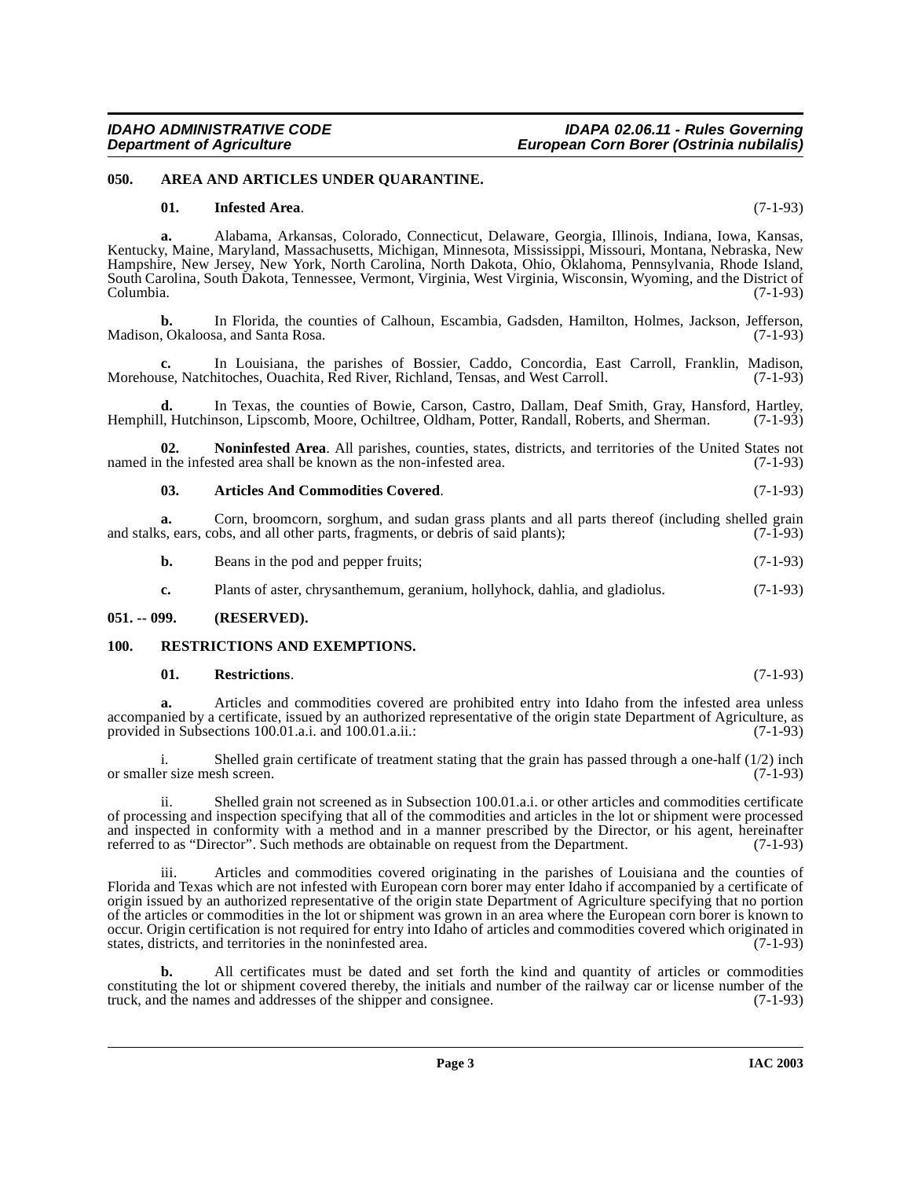### 050. AREA AND ARTICLES UNDER QUARANTINE.

**01. Infested Area**. (7-1-93)

**a.** Alabama, Arkansas, Colorado, Connecticut, Delaware, Georgia, Illinois, Indiana, Iowa, Kansas, Kentucky, Maine, Maryland, Massachusetts, Michigan, Minnesota, Mississippi, Missouri, Montana, Nebraska, New Hampshire, New Jersey, New York, North Carolina, North Dakota, Ohio, Oklahoma, Pennsylvania, Rhode Island, South Carolina, South Dakota, Tennessee, Vermont, Virginia, West Virginia, Wisconsin, Wyoming, and the District of Columbia. (7-1-93)

**b.** In Florida, the counties of Calhoun, Escambia, Gadsden, Hamilton, Holmes, Jackson, Jefferson, Madison, Okaloosa, and Santa Rosa. (7-1-93)

**c.** In Louisiana, the parishes of Bossier, Caddo, Concordia, East Carroll, Franklin, Madison, Morehouse, Natchitoches, Ouachita, Red River, Richland, Tensas, and West Carroll. (7-1-93)

**d.** In Texas, the counties of Bowie, Carson, Castro, Dallam, Deaf Smith, Gray, Hansford, Hartley, Hemphill, Hutchinson, Lipscomb, Moore, Ochiltree, Oldham, Potter, Randall, Roberts, and Sherman. (7-1-93)

**02. Noninfested Area**. All parishes, counties, states, districts, and territories of the United States not named in the infested area shall be known as the non-infested area. (7-1-93)

**03. Articles And Commodities Covered**. (7-1-93)

**a.** Corn, broomcorn, sorghum, and sudan grass plants and all parts thereof (including shelled grain and stalks, ears, cobs, and all other parts, fragments, or debris of said plants); (7-1-93)

**b.** Beans in the pod and pepper fruits; (7-1-93)

**c.** Plants of aster, chrysanthemum, geranium, hollyhock, dahlia, and gladiolus. (7-1-93)

### 051. -- 099. (RESERVED).

### 100. RESTRICTIONS AND EXEMPTIONS.

**01. Restrictions**. (7-1-93)

**a.** Articles and commodities covered are prohibited entry into Idaho from the infested area unless accompanied by a certificate, issued by an authorized representative of the origin state Department of Agriculture, as provided in Subsections 100.01.a.i. and 100.01.a.ii.: (7-1-93)

i. Shelled grain certificate of treatment stating that the grain has passed through a one-half (1/2) inch or smaller size mesh screen. (7-1-93)

ii. Shelled grain not screened as in Subsection 100.01.a.i. or other articles and commodities certificate of processing and inspection specifying that all of the commodities and articles in the lot or shipment were processed and inspected in conformity with a method and in a manner prescribed by the Director, or his agent, hereinafter referred to as "Director". Such methods are obtainable on request from the Department. (7-1-93)

iii. Articles and commodities covered originating in the parishes of Louisiana and the counties of Florida and Texas which are not infested with European corn borer may enter Idaho if accompanied by a certificate of origin issued by an authorized representative of the origin state Department of Agriculture specifying that no portion of the articles or commodities in the lot or shipment was grown in an area where the European corn borer is known to occur. Origin certification is not required for entry into Idaho of articles and commodities covered which originated in states, districts, and territories in the noninfested area. (7-1-93)

**b.** All certificates must be dated and set forth the kind and quantity of articles or commodities constituting the lot or shipment covered thereby, the initials and number of the railway car or license number of the truck, and the names and addresses of the shipper and consignee. (7-1-93)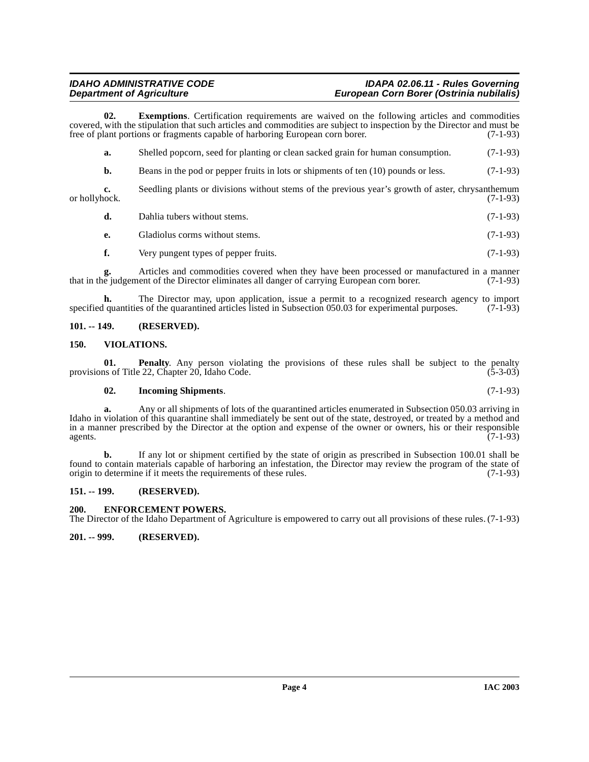**02. Exemptions**. Certification requirements are waived on the following articles and commodities covered, with the stipulation that such articles and commodities are subject to inspection by the Director and must be free of plant portions or fragments capable of harboring European corn borer. (7-1-93)

**a.** Shelled popcorn, seed for planting or clean sacked grain for human consumption. (7-1-93)

**b.** Beans in the pod or pepper fruits in lots or shipments of ten (10) pounds or less. (7-1-93)

**c.** Seedling plants or divisions without stems of the previous year's growth of aster, chrysanthemum or hollyhock. (7-1-93)

**d.** Dahlia tubers without stems. (7-1-93)

**e.** Gladiolus corms without stems. (7-1-93)

**f.** Very pungent types of pepper fruits. (7-1-93)

**g.** Articles and commodities covered when they have been processed or manufactured in a manner that in the judgement of the Director eliminates all danger of carrying European corn borer. (7-1-93)

**h.** The Director may, upon application, issue a permit to a recognized research agency to import specified quantities of the quarantined articles listed in Subsection 050.03 for experimental purposes. (7-1-93)

**101. -- 149. (RESERVED).**

**150. VIOLATIONS.**

**01. Penalty**. Any person violating the provisions of these rules shall be subject to the penalty provisions of Title 22, Chapter 20, Idaho Code. (5-3-03)

**02. Incoming Shipments**. (7-1-93)

**a.** Any or all shipments of lots of the quarantined articles enumerated in Subsection 050.03 arriving in Idaho in violation of this quarantine shall immediately be sent out of the state, destroyed, or treated by a method and in a manner prescribed by the Director at the option and expense of the owner or owners, his or their responsible agents. (7-1-93)

**b.** If any lot or shipment certified by the state of origin as prescribed in Subsection 100.01 shall be found to contain materials capable of harboring an infestation, the Director may review the program of the state of origin to determine if it meets the requirements of these rules. (7-1-93)

**151. -- 199. (RESERVED).**

**200. ENFORCEMENT POWERS.**

The Director of the Idaho Department of Agriculture is empowered to carry out all provisions of these rules. (7-1-93)

**201. -- 999. (RESERVED).**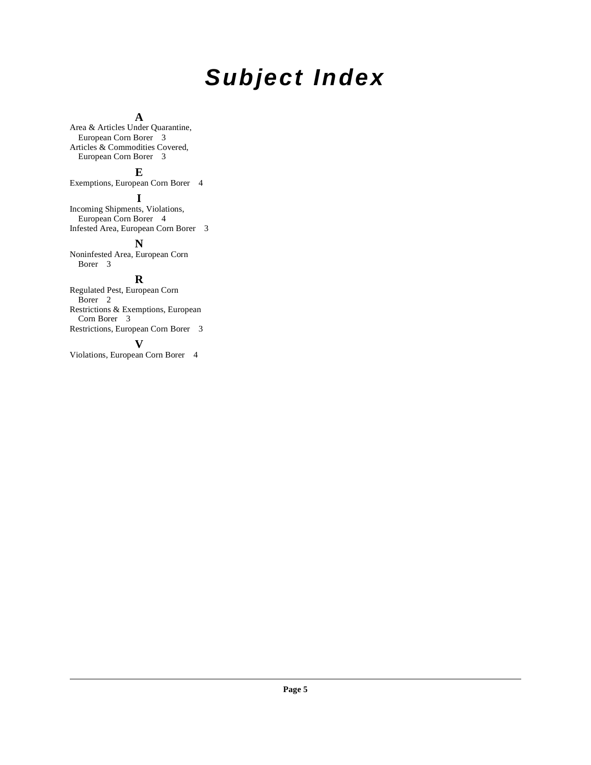# Subject Index

## A

Area & Articles Under Quarantine, European Corn Borer 3

Articles & Commodities Covered, European Corn Borer 3

## E

Exemptions, European Corn Borer 4

## I

Incoming Shipments, Violations, European Corn Borer 4

Infested Area, European Corn Borer 3

## N

Noninfested Area, European Corn Borer 3

## R

Regulated Pest, European Corn Borer 2

Restrictions & Exemptions, European Corn Borer 3

Restrictions, European Corn Borer 3

## V

Violations, European Corn Borer 4